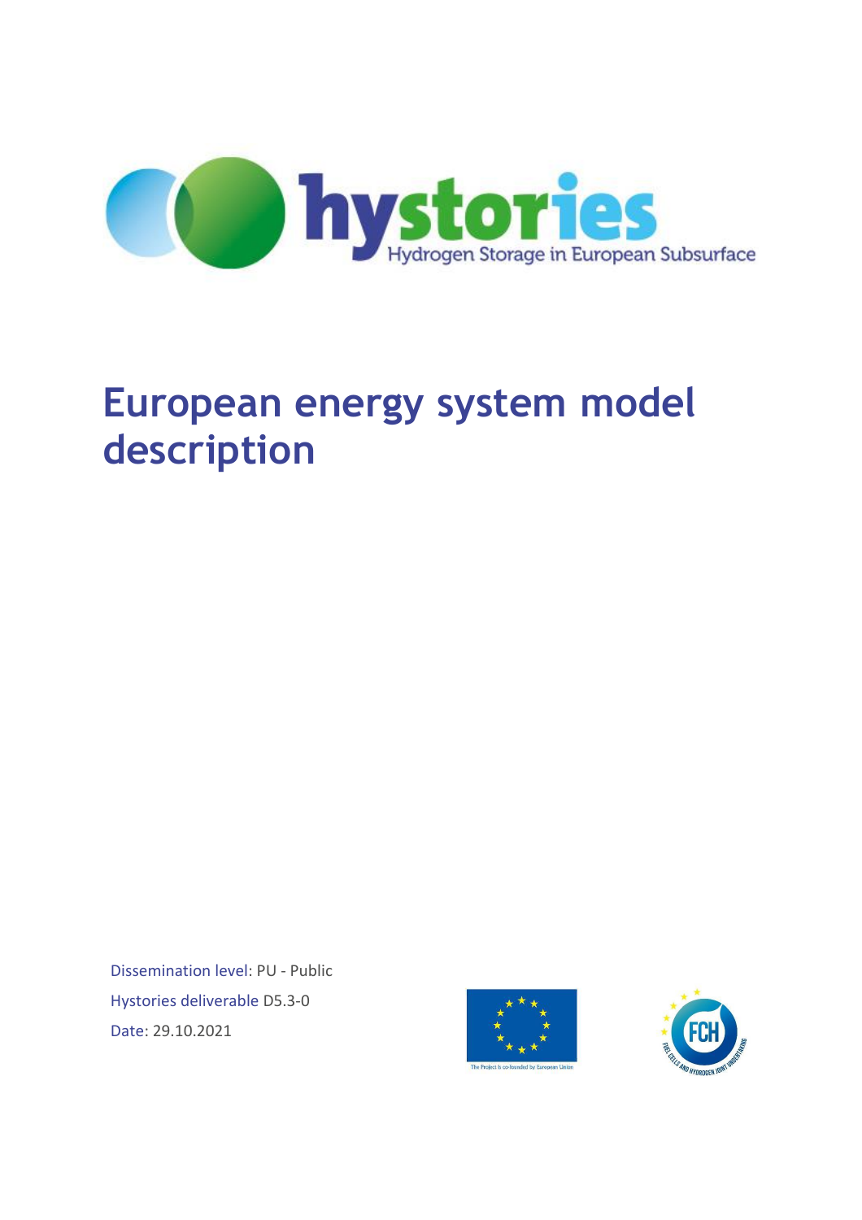hystories
Hydrogen Storage in European Subsurface

# European energy system model description

Dissemination level: PU - Public

Hystories deliverable D5.3-0

Date: 29.10.2021

The Project is co-founded by European Union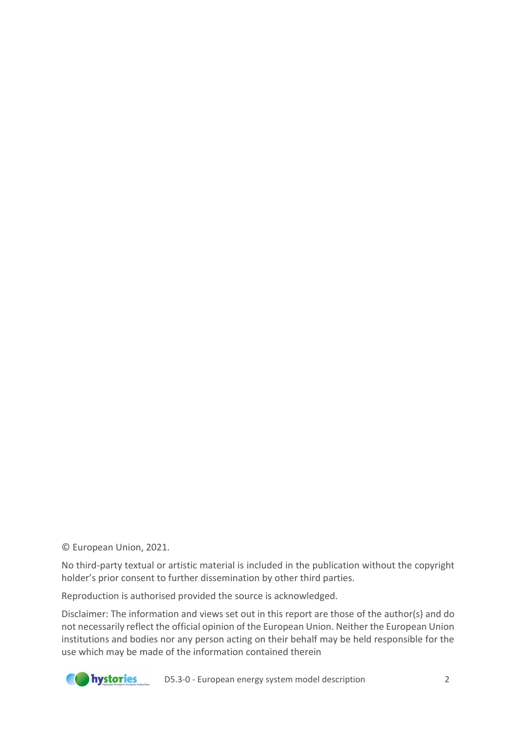© European Union, 2021.

No third-party textual or artistic material is included in the publication without the copyright holder's prior consent to further dissemination by other third parties.

Reproduction is authorised provided the source is acknowledged.

Disclaimer: The information and views set out in this report are those of the author(s) and do not necessarily reflect the official opinion of the European Union. Neither the European Union institutions and bodies nor any person acting on their behalf may be held responsible for the use which may be made of the information contained therein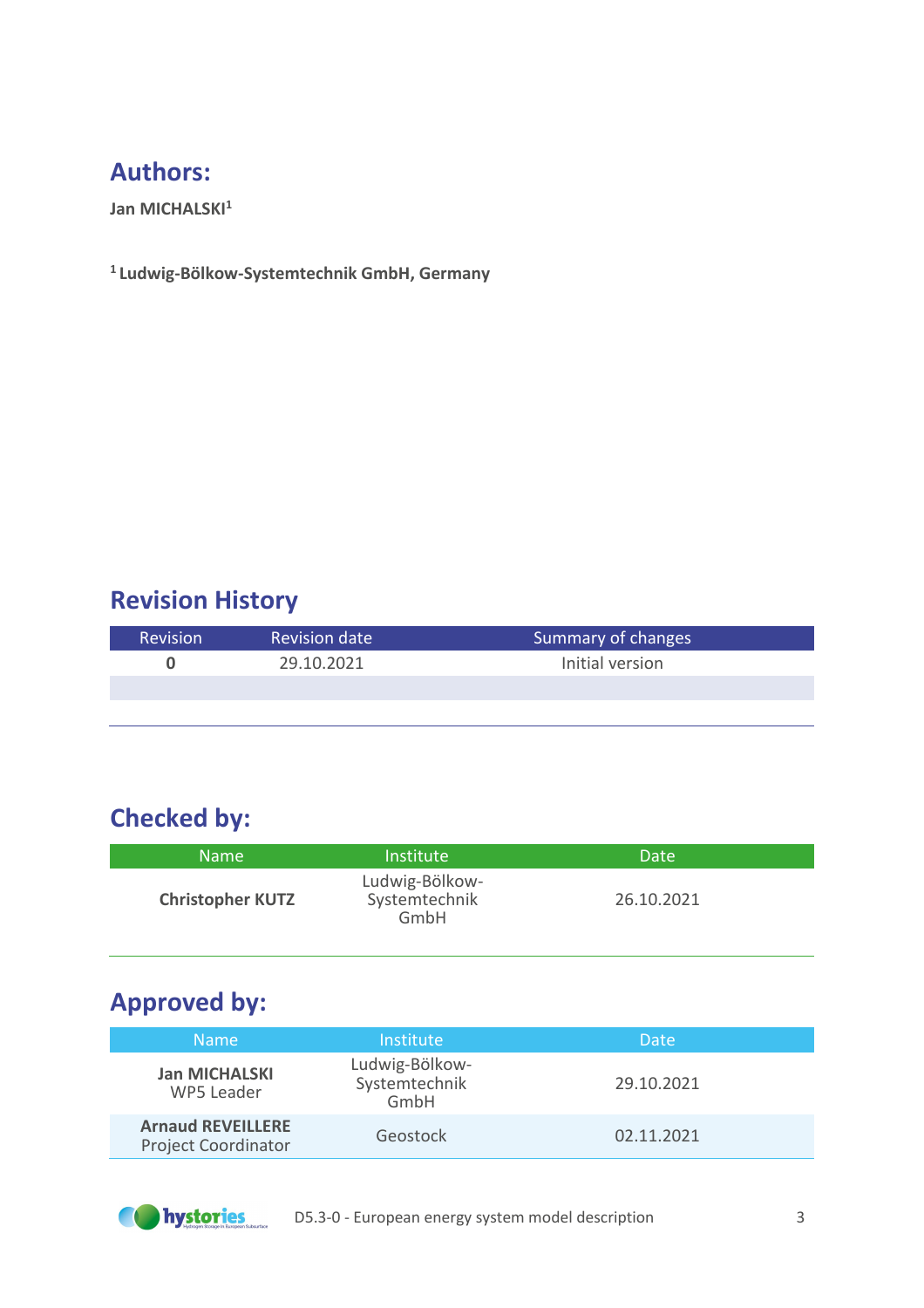## Authors:

**Jan MICHALSKI**[1]

[1] **Ludwig-Bölkow-Systemtechnik GmbH, Germany**

## Revision History

| Revision | Revision date | Summary of changes |
|---|---|---|
| **0** | 29.10.2021 | Initial version |
| | | |

## Checked by:

| Name | Institute | Date |
|---|---|---|
| **Christopher KUTZ** | Ludwig-Bölkow-Systemtechnik GmbH | 26.10.2021 |

## Approved by:

| Name | Institute | Date |
|---|---|---|
| **Jan MICHALSKI** WP5 Leader | Ludwig-Bölkow-Systemtechnik GmbH | 29.10.2021 |
| **Arnaud REVEILLERE** Project Coordinator | Geostock | 02.11.2021 |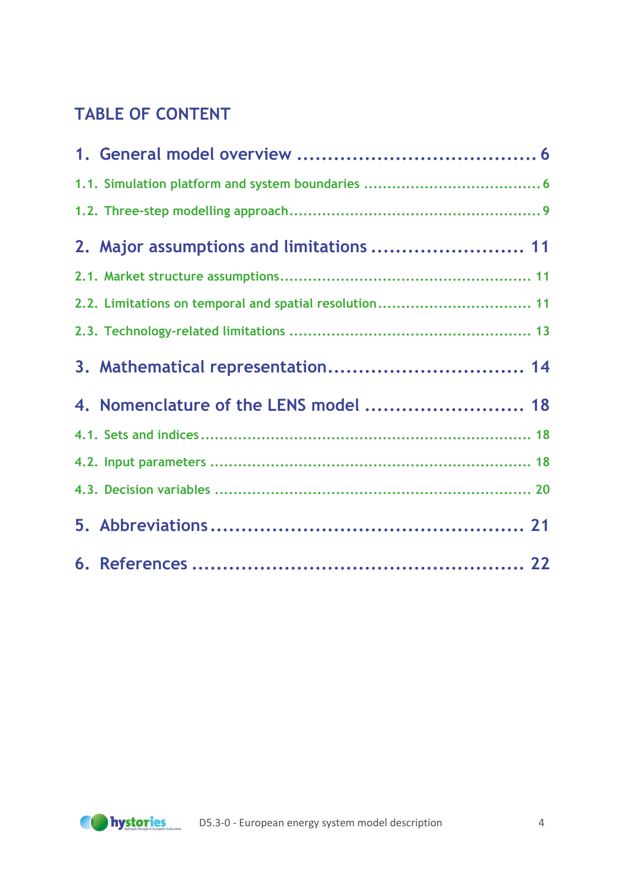# TABLE OF CONTENT

1. General model overview ........................................ 6
   - 1.1. Simulation platform and system boundaries ........................................ 6
   - 1.2. Three-step modelling approach ........................................ 9
2. Major assumptions and limitations ........................................ 11
   - 2.1. Market structure assumptions ........................................ 11
   - 2.2. Limitations on temporal and spatial resolution ........................................ 11
   - 2.3. Technology-related limitations ........................................ 13
3. Mathematical representation ........................................ 14
4. Nomenclature of the LENS model ........................................ 18
   - 4.1. Sets and indices ........................................ 18
   - 4.2. Input parameters ........................................ 18
   - 4.3. Decision variables ........................................ 20
5. Abbreviations ........................................ 21
6. References ........................................ 22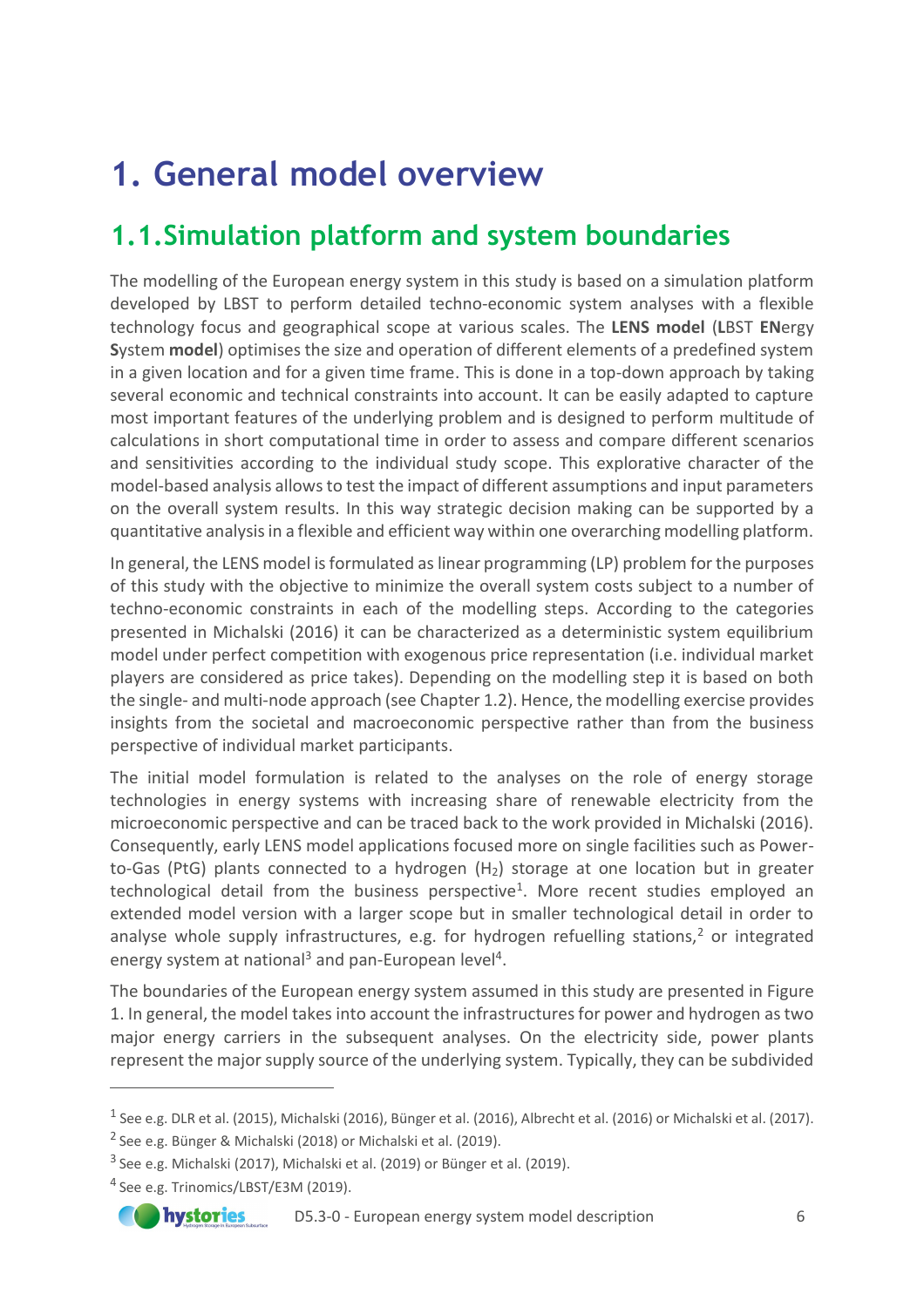# 1. General model overview

## 1.1. Simulation platform and system boundaries

The modelling of the European energy system in this study is based on a simulation platform developed by LBST to perform detailed techno-economic system analyses with a flexible technology focus and geographical scope at various scales. The **LENS model** (**L**BST **EN**ergy **S**ystem **model**) optimises the size and operation of different elements of a predefined system in a given location and for a given time frame. This is done in a top-down approach by taking several economic and technical constraints into account. It can be easily adapted to capture most important features of the underlying problem and is designed to perform multitude of calculations in short computational time in order to assess and compare different scenarios and sensitivities according to the individual study scope. This explorative character of the model-based analysis allows to test the impact of different assumptions and input parameters on the overall system results. In this way strategic decision making can be supported by a quantitative analysis in a flexible and efficient way within one overarching modelling platform.

In general, the LENS model is formulated as linear programming (LP) problem for the purposes of this study with the objective to minimize the overall system costs subject to a number of techno-economic constraints in each of the modelling steps. According to the categories presented in Michalski (2016) it can be characterized as a deterministic system equilibrium model under perfect competition with exogenous price representation (i.e. individual market players are considered as price takes). Depending on the modelling step it is based on both the single- and multi-node approach (see Chapter 1.2). Hence, the modelling exercise provides insights from the societal and macroeconomic perspective rather than from the business perspective of individual market participants.

The initial model formulation is related to the analyses on the role of energy storage technologies in energy systems with increasing share of renewable electricity from the microeconomic perspective and can be traced back to the work provided in Michalski (2016). Consequently, early LENS model applications focused more on single facilities such as Power-to-Gas (PtG) plants connected to a hydrogen ($H_2$) storage at one location but in greater technological detail from the business perspective[1]. More recent studies employed an extended model version with a larger scope but in smaller technological detail in order to analyse whole supply infrastructures, e.g. for hydrogen refuelling stations,[2] or integrated energy system at national[3] and pan-European level[4].

The boundaries of the European energy system assumed in this study are presented in Figure 1. In general, the model takes into account the infrastructures for power and hydrogen as two major energy carriers in the subsequent analyses. On the electricity side, power plants represent the major supply source of the underlying system. Typically, they can be subdivided

[1] See e.g. DLR et al. (2015), Michalski (2016), Bünger et al. (2016), Albrecht et al. (2016) or Michalski et al. (2017).

[2] See e.g. Bünger & Michalski (2018) or Michalski et al. (2019).

[3] See e.g. Michalski (2017), Michalski et al. (2019) or Bünger et al. (2019).

[4] See e.g. Trinomics/LBST/E3M (2019).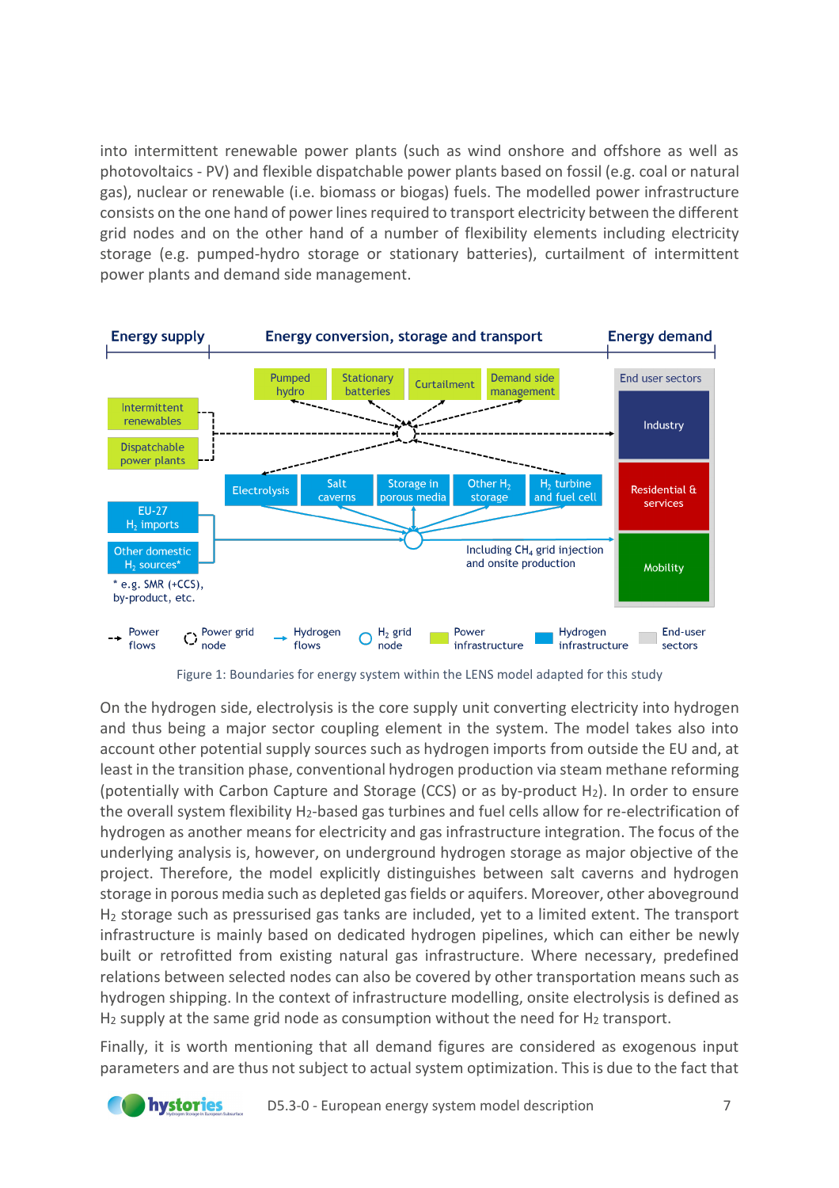into intermittent renewable power plants (such as wind onshore and offshore as well as photovoltaics - PV) and flexible dispatchable power plants based on fossil (e.g. coal or natural gas), nuclear or renewable (i.e. biomass or biogas) fuels. The modelled power infrastructure consists on the one hand of power lines required to transport electricity between the different grid nodes and on the other hand of a number of flexibility elements including electricity storage (e.g. pumped-hydro storage or stationary batteries), curtailment of intermittent power plants and demand side management.

Figure 1: Boundaries for energy system within the LENS model adapted for this study

On the hydrogen side, electrolysis is the core supply unit converting electricity into hydrogen and thus being a major sector coupling element in the system. The model takes also into account other potential supply sources such as hydrogen imports from outside the EU and, at least in the transition phase, conventional hydrogen production via steam methane reforming (potentially with Carbon Capture and Storage (CCS) or as by-product $H_2$). In order to ensure the overall system flexibility $H_2$-based gas turbines and fuel cells allow for re-electrification of hydrogen as another means for electricity and gas infrastructure integration. The focus of the underlying analysis is, however, on underground hydrogen storage as major objective of the project. Therefore, the model explicitly distinguishes between salt caverns and hydrogen storage in porous media such as depleted gas fields or aquifers. Moreover, other aboveground $H_2$ storage such as pressurised gas tanks are included, yet to a limited extent. The transport infrastructure is mainly based on dedicated hydrogen pipelines, which can either be newly built or retrofitted from existing natural gas infrastructure. Where necessary, predefined relations between selected nodes can also be covered by other transportation means such as hydrogen shipping. In the context of infrastructure modelling, onsite electrolysis is defined as $H_2$ supply at the same grid node as consumption without the need for $H_2$ transport.

Finally, it is worth mentioning that all demand figures are considered as exogenous input parameters and are thus not subject to actual system optimization. This is due to the fact that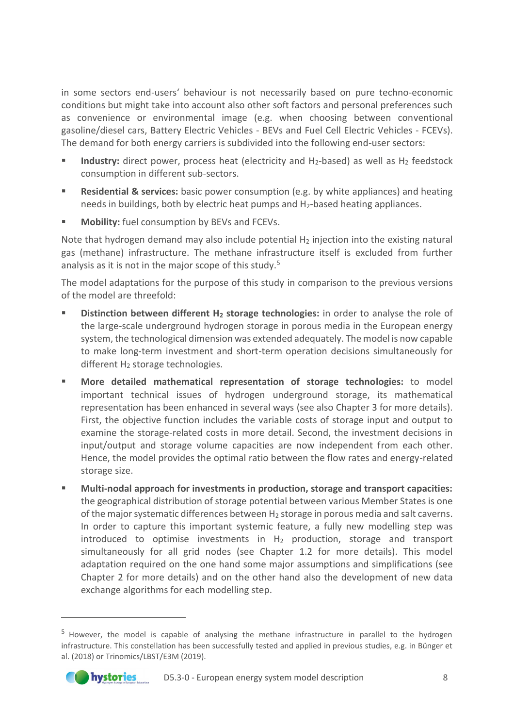in some sectors end-users' behaviour is not necessarily based on pure techno-economic conditions but might take into account also other soft factors and personal preferences such as convenience or environmental image (e.g. when choosing between conventional gasoline/diesel cars, Battery Electric Vehicles - BEVs and Fuel Cell Electric Vehicles - FCEVs). The demand for both energy carriers is subdivided into the following end-user sectors:

- **Industry:** direct power, process heat (electricity and $H_2$-based) as well as $H_2$ feedstock consumption in different sub-sectors.
- **Residential & services:** basic power consumption (e.g. by white appliances) and heating needs in buildings, both by electric heat pumps and $H_2$-based heating appliances.
- **Mobility:** fuel consumption by BEVs and FCEVs.

Note that hydrogen demand may also include potential $H_2$ injection into the existing natural gas (methane) infrastructure. The methane infrastructure itself is excluded from further analysis as it is not in the major scope of this study.[5]

The model adaptations for the purpose of this study in comparison to the previous versions of the model are threefold:

- **Distinction between different $H_2$ storage technologies:** in order to analyse the role of the large-scale underground hydrogen storage in porous media in the European energy system, the technological dimension was extended adequately. The model is now capable to make long-term investment and short-term operation decisions simultaneously for different $H_2$ storage technologies.
- **More detailed mathematical representation of storage technologies:** to model important technical issues of hydrogen underground storage, its mathematical representation has been enhanced in several ways (see also Chapter 3 for more details). First, the objective function includes the variable costs of storage input and output to examine the storage-related costs in more detail. Second, the investment decisions in input/output and storage volume capacities are now independent from each other. Hence, the model provides the optimal ratio between the flow rates and energy-related storage size.
- **Multi-nodal approach for investments in production, storage and transport capacities:** the geographical distribution of storage potential between various Member States is one of the major systematic differences between $H_2$ storage in porous media and salt caverns. In order to capture this important systemic feature, a fully new modelling step was introduced to optimise investments in $H_2$ production, storage and transport simultaneously for all grid nodes (see Chapter 1.2 for more details). This model adaptation required on the one hand some major assumptions and simplifications (see Chapter 2 for more details) and on the other hand also the development of new data exchange algorithms for each modelling step.

[5] However, the model is capable of analysing the methane infrastructure in parallel to the hydrogen infrastructure. This constellation has been successfully tested and applied in previous studies, e.g. in Bünger et al. (2018) or Trinomics/LBST/E3M (2019).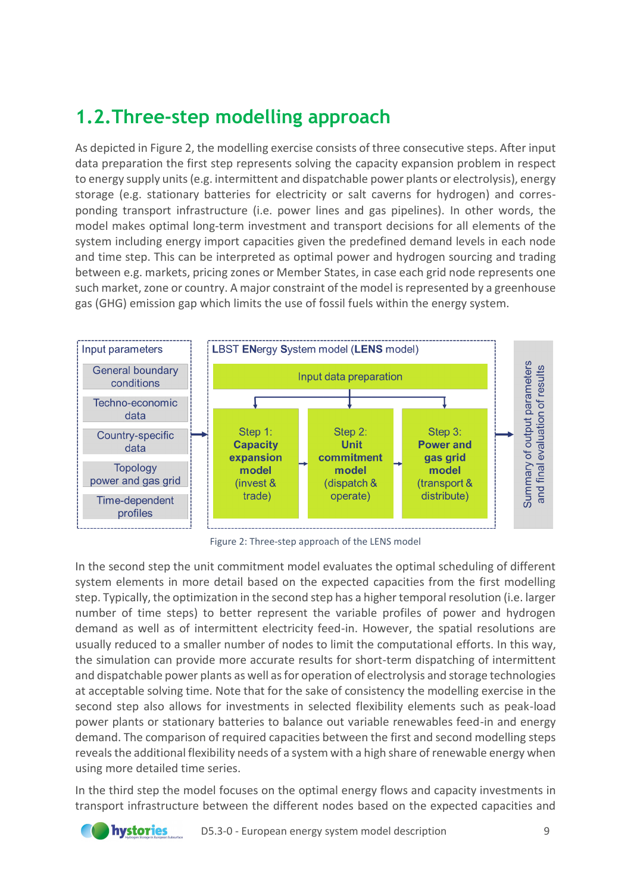## 1.2. Three-step modelling approach

As depicted in Figure 2, the modelling exercise consists of three consecutive steps. After input data preparation the first step represents solving the capacity expansion problem in respect to energy supply units (e.g. intermittent and dispatchable power plants or electrolysis), energy storage (e.g. stationary batteries for electricity or salt caverns for hydrogen) and corresponding transport infrastructure (i.e. power lines and gas pipelines). In other words, the model makes optimal long-term investment and transport decisions for all elements of the system including energy import capacities given the predefined demand levels in each node and time step. This can be interpreted as optimal power and hydrogen sourcing and trading between e.g. markets, pricing zones or Member States, in case each grid node represents one such market, zone or country. A major constraint of the model is represented by a greenhouse gas (GHG) emission gap which limits the use of fossil fuels within the energy system.

Figure 2: Three-step approach of the LENS model

In the second step the unit commitment model evaluates the optimal scheduling of different system elements in more detail based on the expected capacities from the first modelling step. Typically, the optimization in the second step has a higher temporal resolution (i.e. larger number of time steps) to better represent the variable profiles of power and hydrogen demand as well as of intermittent electricity feed-in. However, the spatial resolutions are usually reduced to a smaller number of nodes to limit the computational efforts. In this way, the simulation can provide more accurate results for short-term dispatching of intermittent and dispatchable power plants as well as for operation of electrolysis and storage technologies at acceptable solving time. Note that for the sake of consistency the modelling exercise in the second step also allows for investments in selected flexibility elements such as peak-load power plants or stationary batteries to balance out variable renewables feed-in and energy demand. The comparison of required capacities between the first and second modelling steps reveals the additional flexibility needs of a system with a high share of renewable energy when using more detailed time series.

In the third step the model focuses on the optimal energy flows and capacity investments in transport infrastructure between the different nodes based on the expected capacities and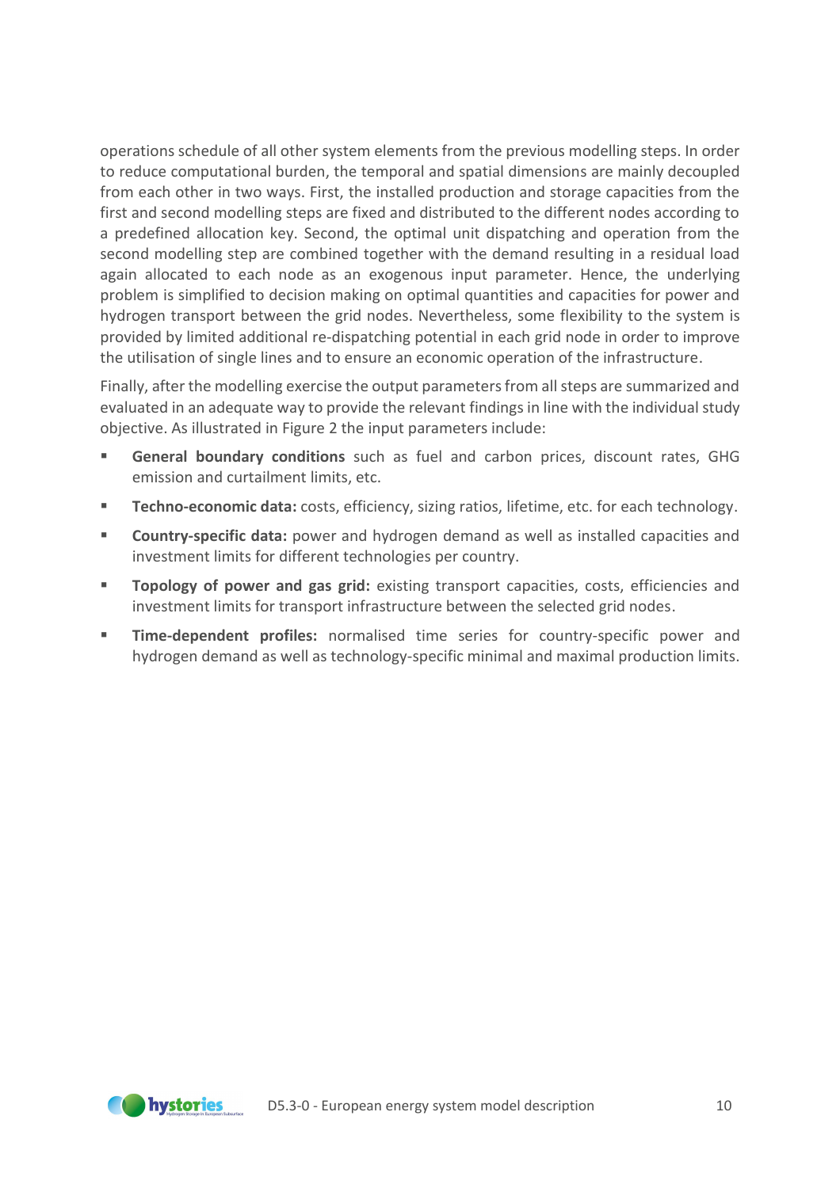operations schedule of all other system elements from the previous modelling steps. In order to reduce computational burden, the temporal and spatial dimensions are mainly decoupled from each other in two ways. First, the installed production and storage capacities from the first and second modelling steps are fixed and distributed to the different nodes according to a predefined allocation key. Second, the optimal unit dispatching and operation from the second modelling step are combined together with the demand resulting in a residual load again allocated to each node as an exogenous input parameter. Hence, the underlying problem is simplified to decision making on optimal quantities and capacities for power and hydrogen transport between the grid nodes. Nevertheless, some flexibility to the system is provided by limited additional re-dispatching potential in each grid node in order to improve the utilisation of single lines and to ensure an economic operation of the infrastructure.

Finally, after the modelling exercise the output parameters from all steps are summarized and evaluated in an adequate way to provide the relevant findings in line with the individual study objective. As illustrated in Figure 2 the input parameters include:

- **General boundary conditions** such as fuel and carbon prices, discount rates, GHG emission and curtailment limits, etc.
- **Techno-economic data:** costs, efficiency, sizing ratios, lifetime, etc. for each technology.
- **Country-specific data:** power and hydrogen demand as well as installed capacities and investment limits for different technologies per country.
- **Topology of power and gas grid:** existing transport capacities, costs, efficiencies and investment limits for transport infrastructure between the selected grid nodes.
- **Time-dependent profiles:** normalised time series for country-specific power and hydrogen demand as well as technology-specific minimal and maximal production limits.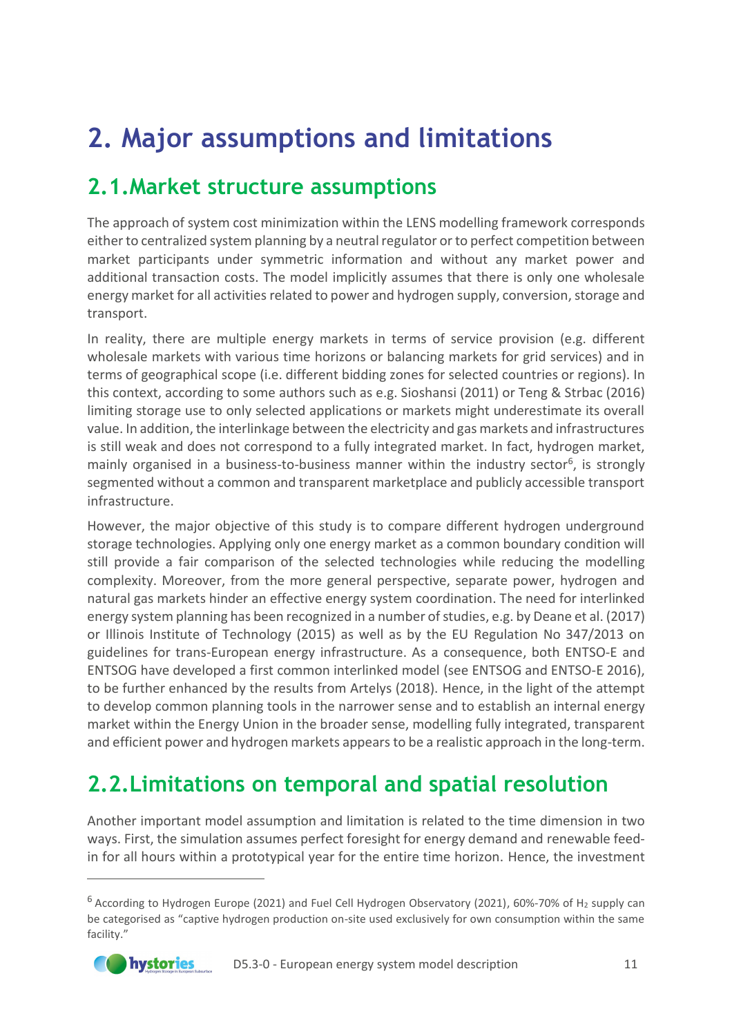# 2. Major assumptions and limitations

## 2.1. Market structure assumptions

The approach of system cost minimization within the LENS modelling framework corresponds either to centralized system planning by a neutral regulator or to perfect competition between market participants under symmetric information and without any market power and additional transaction costs. The model implicitly assumes that there is only one wholesale energy market for all activities related to power and hydrogen supply, conversion, storage and transport.

In reality, there are multiple energy markets in terms of service provision (e.g. different wholesale markets with various time horizons or balancing markets for grid services) and in terms of geographical scope (i.e. different bidding zones for selected countries or regions). In this context, according to some authors such as e.g. Sioshansi (2011) or Teng & Strbac (2016) limiting storage use to only selected applications or markets might underestimate its overall value. In addition, the interlinkage between the electricity and gas markets and infrastructures is still weak and does not correspond to a fully integrated market. In fact, hydrogen market, mainly organised in a business-to-business manner within the industry sector[6], is strongly segmented without a common and transparent marketplace and publicly accessible transport infrastructure.

However, the major objective of this study is to compare different hydrogen underground storage technologies. Applying only one energy market as a common boundary condition will still provide a fair comparison of the selected technologies while reducing the modelling complexity. Moreover, from the more general perspective, separate power, hydrogen and natural gas markets hinder an effective energy system coordination. The need for interlinked energy system planning has been recognized in a number of studies, e.g. by Deane et al. (2017) or Illinois Institute of Technology (2015) as well as by the EU Regulation No 347/2013 on guidelines for trans-European energy infrastructure. As a consequence, both ENTSO-E and ENTSOG have developed a first common interlinked model (see ENTSOG and ENTSO-E 2016), to be further enhanced by the results from Artelys (2018). Hence, in the light of the attempt to develop common planning tools in the narrower sense and to establish an internal energy market within the Energy Union in the broader sense, modelling fully integrated, transparent and efficient power and hydrogen markets appears to be a realistic approach in the long-term.

## 2.2. Limitations on temporal and spatial resolution

Another important model assumption and limitation is related to the time dimension in two ways. First, the simulation assumes perfect foresight for energy demand and renewable feed-in for all hours within a prototypical year for the entire time horizon. Hence, the investment

[6] According to Hydrogen Europe (2021) and Fuel Cell Hydrogen Observatory (2021), 60%-70% of $H_2$ supply can be categorised as "captive hydrogen production on-site used exclusively for own consumption within the same facility."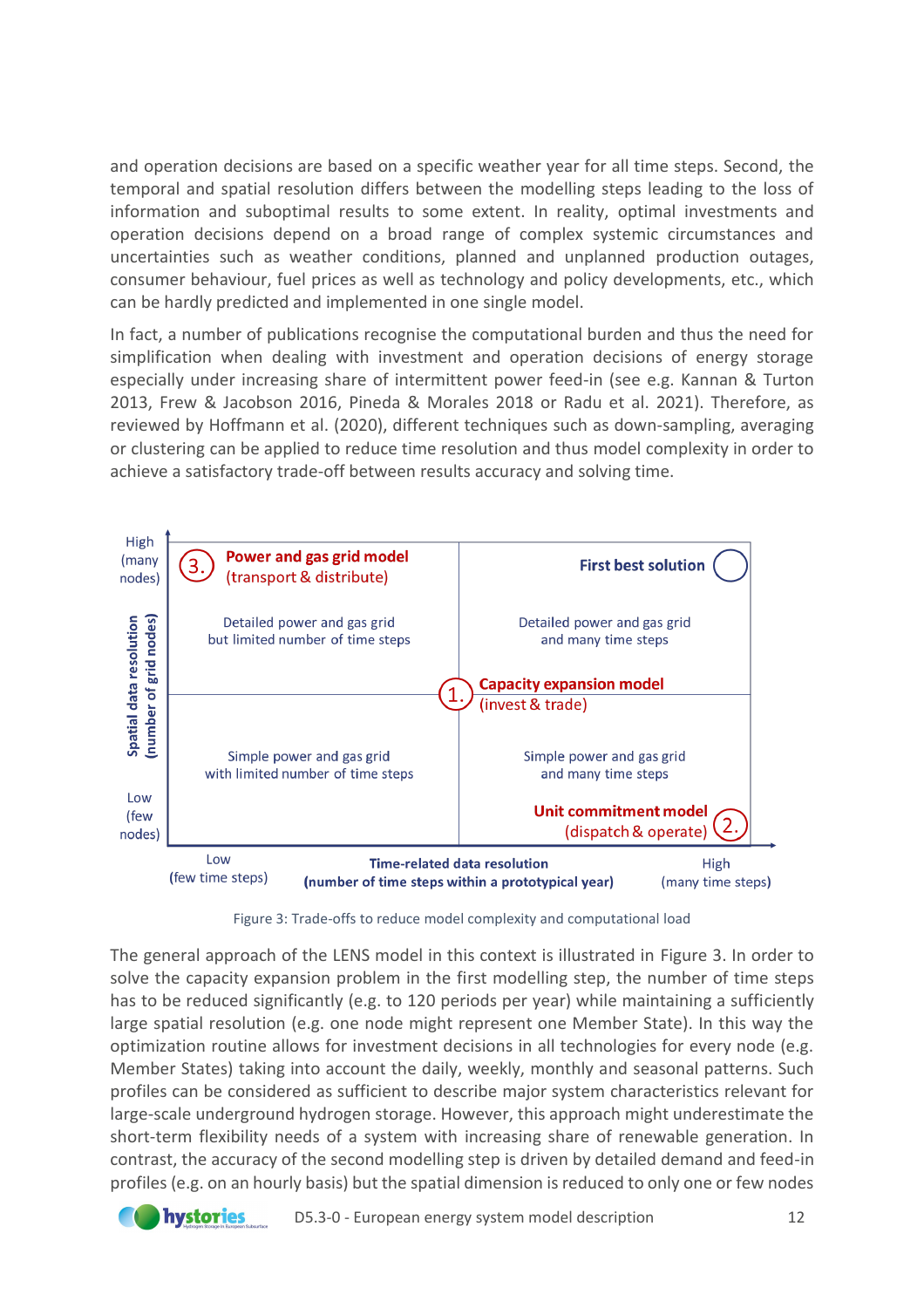and operation decisions are based on a specific weather year for all time steps. Second, the temporal and spatial resolution differs between the modelling steps leading to the loss of information and suboptimal results to some extent. In reality, optimal investments and operation decisions depend on a broad range of complex systemic circumstances and uncertainties such as weather conditions, planned and unplanned production outages, consumer behaviour, fuel prices as well as technology and policy developments, etc., which can be hardly predicted and implemented in one single model.

In fact, a number of publications recognise the computational burden and thus the need for simplification when dealing with investment and operation decisions of energy storage especially under increasing share of intermittent power feed-in (see e.g. Kannan & Turton 2013, Frew & Jacobson 2016, Pineda & Morales 2018 or Radu et al. 2021). Therefore, as reviewed by Hoffmann et al. (2020), different techniques such as down-sampling, averaging or clustering can be applied to reduce time resolution and thus model complexity in order to achieve a satisfactory trade-off between results accuracy and solving time.

| Spatial data resolution (number of grid nodes) | Low (few time steps) | High (many time steps) |
|---|---|---|
| High (many nodes) | 3. **Power and gas grid model** (transport & distribute) — Detailed power and gas grid but limited number of time steps | **First best solution** — Detailed power and gas grid and many time steps |
| Low (few nodes) | Simple power and gas grid with limited number of time steps | Simple power and gas grid and many time steps — 2. **Unit commitment model** (dispatch & operate) |

1. **Capacity expansion model** (invest & trade) — at the centre of the diagram.

Horizontal axis: Time-related data resolution (number of time steps within a prototypical year)

Figure 3: Trade-offs to reduce model complexity and computational load

The general approach of the LENS model in this context is illustrated in Figure 3. In order to solve the capacity expansion problem in the first modelling step, the number of time steps has to be reduced significantly (e.g. to 120 periods per year) while maintaining a sufficiently large spatial resolution (e.g. one node might represent one Member State). In this way the optimization routine allows for investment decisions in all technologies for every node (e.g. Member States) taking into account the daily, weekly, monthly and seasonal patterns. Such profiles can be considered as sufficient to describe major system characteristics relevant for large-scale underground hydrogen storage. However, this approach might underestimate the short-term flexibility needs of a system with increasing share of renewable generation. In contrast, the accuracy of the second modelling step is driven by detailed demand and feed-in profiles (e.g. on an hourly basis) but the spatial dimension is reduced to only one or few nodes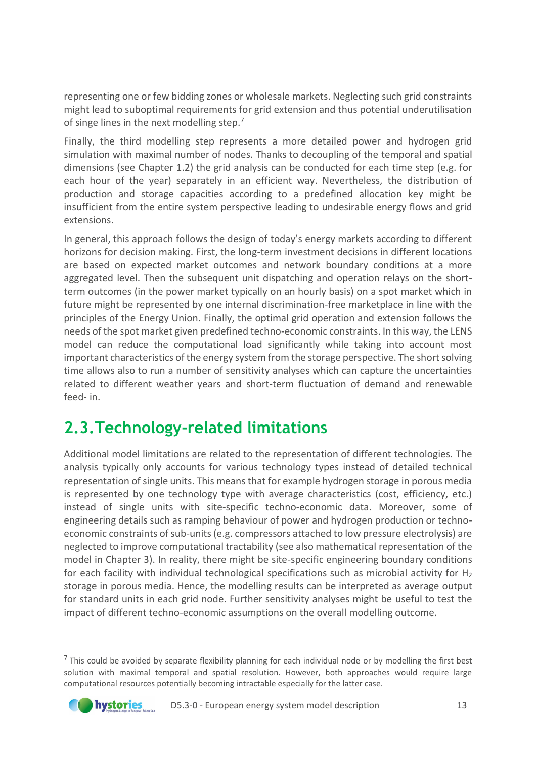representing one or few bidding zones or wholesale markets. Neglecting such grid constraints might lead to suboptimal requirements for grid extension and thus potential underutilisation of singe lines in the next modelling step.[7]

Finally, the third modelling step represents a more detailed power and hydrogen grid simulation with maximal number of nodes. Thanks to decoupling of the temporal and spatial dimensions (see Chapter 1.2) the grid analysis can be conducted for each time step (e.g. for each hour of the year) separately in an efficient way. Nevertheless, the distribution of production and storage capacities according to a predefined allocation key might be insufficient from the entire system perspective leading to undesirable energy flows and grid extensions.

In general, this approach follows the design of today's energy markets according to different horizons for decision making. First, the long-term investment decisions in different locations are based on expected market outcomes and network boundary conditions at a more aggregated level. Then the subsequent unit dispatching and operation relays on the short-term outcomes (in the power market typically on an hourly basis) on a spot market which in future might be represented by one internal discrimination-free marketplace in line with the principles of the Energy Union. Finally, the optimal grid operation and extension follows the needs of the spot market given predefined techno-economic constraints. In this way, the LENS model can reduce the computational load significantly while taking into account most important characteristics of the energy system from the storage perspective. The short solving time allows also to run a number of sensitivity analyses which can capture the uncertainties related to different weather years and short-term fluctuation of demand and renewable feed- in.

## 2.3. Technology-related limitations

Additional model limitations are related to the representation of different technologies. The analysis typically only accounts for various technology types instead of detailed technical representation of single units. This means that for example hydrogen storage in porous media is represented by one technology type with average characteristics (cost, efficiency, etc.) instead of single units with site-specific techno-economic data. Moreover, some of engineering details such as ramping behaviour of power and hydrogen production or techno-economic constraints of sub-units (e.g. compressors attached to low pressure electrolysis) are neglected to improve computational tractability (see also mathematical representation of the model in Chapter 3). In reality, there might be site-specific engineering boundary conditions for each facility with individual technological specifications such as microbial activity for $H_2$ storage in porous media. Hence, the modelling results can be interpreted as average output for standard units in each grid node. Further sensitivity analyses might be useful to test the impact of different techno-economic assumptions on the overall modelling outcome.

[7] This could be avoided by separate flexibility planning for each individual node or by modelling the first best solution with maximal temporal and spatial resolution. However, both approaches would require large computational resources potentially becoming intractable especially for the latter case.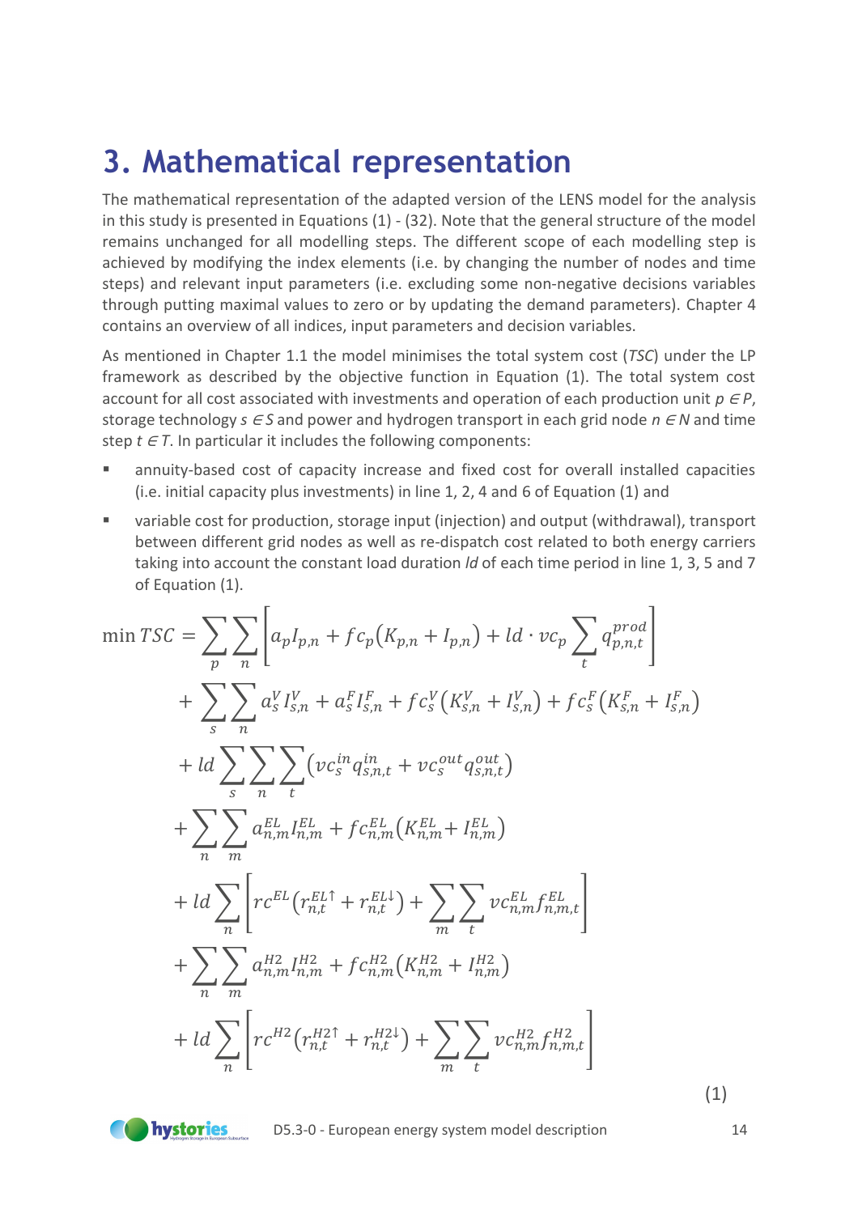# 3. Mathematical representation

The mathematical representation of the adapted version of the LENS model for the analysis in this study is presented in Equations (1) - (32). Note that the general structure of the model remains unchanged for all modelling steps. The different scope of each modelling step is achieved by modifying the index elements (i.e. by changing the number of nodes and time steps) and relevant input parameters (i.e. excluding some non-negative decisions variables through putting maximal values to zero or by updating the demand parameters). Chapter 4 contains an overview of all indices, input parameters and decision variables.

As mentioned in Chapter 1.1 the model minimises the total system cost (*TSC*) under the LP framework as described by the objective function in Equation (1). The total system cost account for all cost associated with investments and operation of each production unit $p \in P$, storage technology $s \in S$ and power and hydrogen transport in each grid node $n \in N$ and time step $t \in T$. In particular it includes the following components:

- annuity-based cost of capacity increase and fixed cost for overall installed capacities (i.e. initial capacity plus investments) in line 1, 2, 4 and 6 of Equation (1) and
- variable cost for production, storage input (injection) and output (withdrawal), transport between different grid nodes as well as re-dispatch cost related to both energy carriers taking into account the constant load duration *ld* of each time period in line 1, 3, 5 and 7 of Equation (1).

$$
\begin{aligned}
\min TSC = & \sum_{p}\sum_{n}\left[a_p I_{p,n} + fc_p\left(K_{p,n} + I_{p,n}\right) + ld \cdot vc_p \sum_{t} q_{p,n,t}^{prod}\right] \\
& + \sum_{s}\sum_{n} a_s^V I_{s,n}^V + a_s^F I_{s,n}^F + fc_s^V\left(K_{s,n}^V + I_{s,n}^V\right) + fc_s^F\left(K_{s,n}^F + I_{s,n}^F\right) \\
& + ld \sum_{s}\sum_{n}\sum_{t}\left(vc_s^{in} q_{s,n,t}^{in} + vc_s^{out} q_{s,n,t}^{out}\right) \\
& + \sum_{n}\sum_{m} a_{n,m}^{EL} I_{n,m}^{EL} + fc_{n,m}^{EL}\left(K_{n,m}^{EL} + I_{n,m}^{EL}\right) \\
& + ld \sum_{n}\left[rc^{EL}\left(r_{n,t}^{EL\uparrow} + r_{n,t}^{EL\downarrow}\right) + \sum_{m}\sum_{t} vc_{n,m}^{EL} f_{n,m,t}^{EL}\right] \\
& + \sum_{n}\sum_{m} a_{n,m}^{H2} I_{n,m}^{H2} + fc_{n,m}^{H2}\left(K_{n,m}^{H2} + I_{n,m}^{H2}\right) \\
& + ld \sum_{n}\left[rc^{H2}\left(r_{n,t}^{H2\uparrow} + r_{n,t}^{H2\downarrow}\right) + \sum_{m}\sum_{t} vc_{n,m}^{H2} f_{n,m,t}^{H2}\right]
\end{aligned}
\tag{1}
$$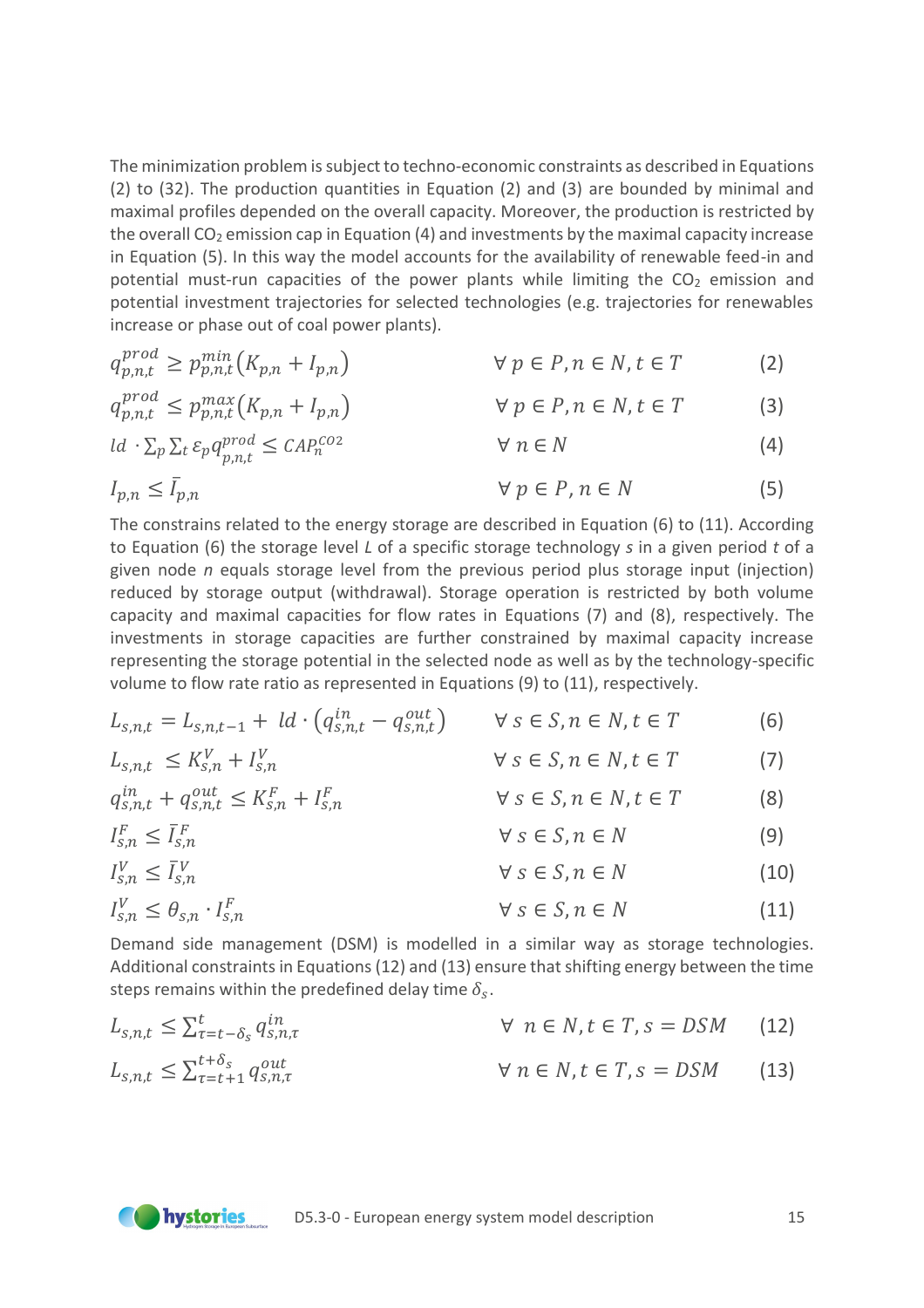The minimization problem is subject to techno-economic constraints as described in Equations (2) to (32). The production quantities in Equation (2) and (3) are bounded by minimal and maximal profiles depended on the overall capacity. Moreover, the production is restricted by the overall $CO_2$ emission cap in Equation (4) and investments by the maximal capacity increase in Equation (5). In this way the model accounts for the availability of renewable feed-in and potential must-run capacities of the power plants while limiting the $CO_2$ emission and potential investment trajectories for selected technologies (e.g. trajectories for renewables increase or phase out of coal power plants).

$$q_{p,n,t}^{prod} \geq p_{p,n,t}^{min}\left(K_{p,n} + I_{p,n}\right) \qquad \forall\, p \in P, n \in N, t \in T \qquad (2)$$

$$q_{p,n,t}^{prod} \leq p_{p,n,t}^{max}\left(K_{p,n} + I_{p,n}\right) \qquad \forall\, p \in P, n \in N, t \in T \qquad (3)$$

$$ld \cdot \sum_p \sum_t \varepsilon_p q_{p,n,t}^{prod} \leq CAP_n^{CO2} \qquad \forall\, n \in N \qquad (4)$$

$$I_{p,n} \leq \bar{I}_{p,n} \qquad \forall\, p \in P, n \in N \qquad (5)$$

The constrains related to the energy storage are described in Equation (6) to (11). According to Equation (6) the storage level *L* of a specific storage technology *s* in a given period *t* of a given node *n* equals storage level from the previous period plus storage input (injection) reduced by storage output (withdrawal). Storage operation is restricted by both volume capacity and maximal capacities for flow rates in Equations (7) and (8), respectively. The investments in storage capacities are further constrained by maximal capacity increase representing the storage potential in the selected node as well as by the technology-specific volume to flow rate ratio as represented in Equations (9) to (11), respectively.

$$L_{s,n,t} = L_{s,n,t-1} + ld \cdot \left(q_{s,n,t}^{in} - q_{s,n,t}^{out}\right) \qquad \forall\, s \in S, n \in N, t \in T \qquad (6)$$

$$L_{s,n,t} \leq K_{s,n}^{V} + I_{s,n}^{V} \qquad \forall\, s \in S, n \in N, t \in T \qquad (7)$$

$$q_{s,n,t}^{in} + q_{s,n,t}^{out} \leq K_{s,n}^{F} + I_{s,n}^{F} \qquad \forall\, s \in S, n \in N, t \in T \qquad (8)$$

$$I_{s,n}^{F} \leq \bar{I}_{s,n}^{F} \qquad \forall\, s \in S, n \in N \qquad (9)$$

$$I_{s,n}^{V} \leq \bar{I}_{s,n}^{V} \qquad \forall\, s \in S, n \in N \qquad (10)$$

$$I_{s,n}^{V} \leq \theta_{s,n} \cdot I_{s,n}^{F} \qquad \forall\, s \in S, n \in N \qquad (11)$$

Demand side management (DSM) is modelled in a similar way as storage technologies. Additional constraints in Equations (12) and (13) ensure that shifting energy between the time steps remains within the predefined delay time $\delta_s$.

$$L_{s,n,t} \leq \sum_{\tau=t-\delta_s}^{t} q_{s,n,\tau}^{in} \qquad \forall\; n \in N, t \in T, s = DSM \qquad (12)$$

$$L_{s,n,t} \leq \sum_{\tau=t+1}^{t+\delta_s} q_{s,n,\tau}^{out} \qquad \forall\; n \in N, t \in T, s = DSM \qquad (13)$$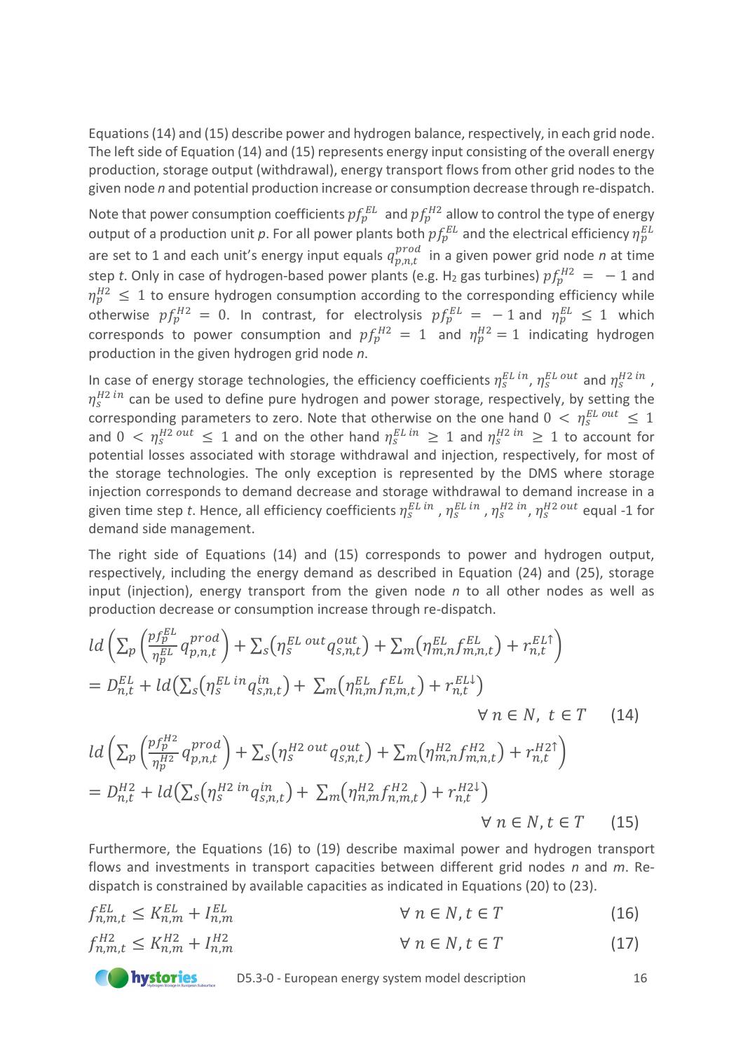Equations (14) and (15) describe power and hydrogen balance, respectively, in each grid node. The left side of Equation (14) and (15) represents energy input consisting of the overall energy production, storage output (withdrawal), energy transport flows from other grid nodes to the given node *n* and potential production increase or consumption decrease through re-dispatch.

Note that power consumption coefficients $pf_p^{EL}$ and $pf_p^{H2}$ allow to control the type of energy output of a production unit *p*. For all power plants both $pf_p^{EL}$ and the electrical efficiency $\eta_p^{EL}$ are set to 1 and each unit's energy input equals $q_{p,n,t}^{prod}$ in a given power grid node *n* at time step *t*. Only in case of hydrogen-based power plants (e.g. $H_2$ gas turbines) $pf_p^{H2} = -1$ and $\eta_p^{H2} \leq 1$ to ensure hydrogen consumption according to the corresponding efficiency while otherwise $pf_p^{H2} = 0$. In contrast, for electrolysis $pf_p^{EL} = -1$ and $\eta_p^{EL} \leq 1$ which corresponds to power consumption and $pf_p^{H2} = 1$ and $\eta_p^{H2} = 1$ indicating hydrogen production in the given hydrogen grid node *n*.

In case of energy storage technologies, the efficiency coefficients $\eta_s^{EL\,in}$, $\eta_s^{EL\,out}$ and $\eta_s^{H2\,in}$, $\eta_s^{H2\,in}$ can be used to define pure hydrogen and power storage, respectively, by setting the corresponding parameters to zero. Note that otherwise on the one hand $0 < \eta_s^{EL\,out} \leq 1$ and $0 < \eta_s^{H2\,out} \leq 1$ and on the other hand $\eta_s^{EL\,in} \geq 1$ and $\eta_s^{H2\,in} \geq 1$ to account for potential losses associated with storage withdrawal and injection, respectively, for most of the storage technologies. The only exception is represented by the DMS where storage injection corresponds to demand decrease and storage withdrawal to demand increase in a given time step *t*. Hence, all efficiency coefficients $\eta_s^{EL\,in}$, $\eta_s^{EL\,in}$, $\eta_s^{H2\,in}$, $\eta_s^{H2\,out}$ equal -1 for demand side management.

The right side of Equations (14) and (15) corresponds to power and hydrogen output, respectively, including the energy demand as described in Equation (24) and (25), storage input (injection), energy transport from the given node *n* to all other nodes as well as production decrease or consumption increase through re-dispatch.

$$ld\left(\sum_p\left(\frac{pf_p^{EL}}{\eta_p^{EL}}q_{p,n,t}^{prod}\right)+\sum_s\left(\eta_s^{EL\,out}q_{s,n,t}^{out}\right)+\sum_m\left(\eta_{m,n}^{EL}f_{m,n,t}^{EL}\right)+r_{n,t}^{EL\uparrow}\right)$$
$$=D_{n,t}^{EL}+ld\left(\sum_s\left(\eta_s^{EL\,in}q_{s,n,t}^{in}\right)+\sum_m\left(\eta_{n,m}^{EL}f_{n,m,t}^{EL}\right)+r_{n,t}^{EL\downarrow}\right)$$
$$\forall\, n \in N,\; t \in T \qquad (14)$$

$$ld\left(\sum_p\left(\frac{pf_p^{H2}}{\eta_p^{H2}}q_{p,n,t}^{prod}\right)+\sum_s\left(\eta_s^{H2\,out}q_{s,n,t}^{out}\right)+\sum_m\left(\eta_{m,n}^{H2}f_{m,n,t}^{H2}\right)+r_{n,t}^{H2\uparrow}\right)$$
$$=D_{n,t}^{H2}+ld\left(\sum_s\left(\eta_s^{H2\,in}q_{s,n,t}^{in}\right)+\sum_m\left(\eta_{n,m}^{H2}f_{n,m,t}^{H2}\right)+r_{n,t}^{H2\downarrow}\right)$$
$$\forall\, n \in N, t \in T \qquad (15)$$

Furthermore, the Equations (16) to (19) describe maximal power and hydrogen transport flows and investments in transport capacities between different grid nodes *n* and *m*. Re-dispatch is constrained by available capacities as indicated in Equations (20) to (23).

$$f_{n,m,t}^{EL} \leq K_{n,m}^{EL} + I_{n,m}^{EL} \qquad \forall\, n \in N, t \in T \qquad (16)$$

$$f_{n,m,t}^{H2} \leq K_{n,m}^{H2} + I_{n,m}^{H2} \qquad \forall\, n \in N, t \in T \qquad (17)$$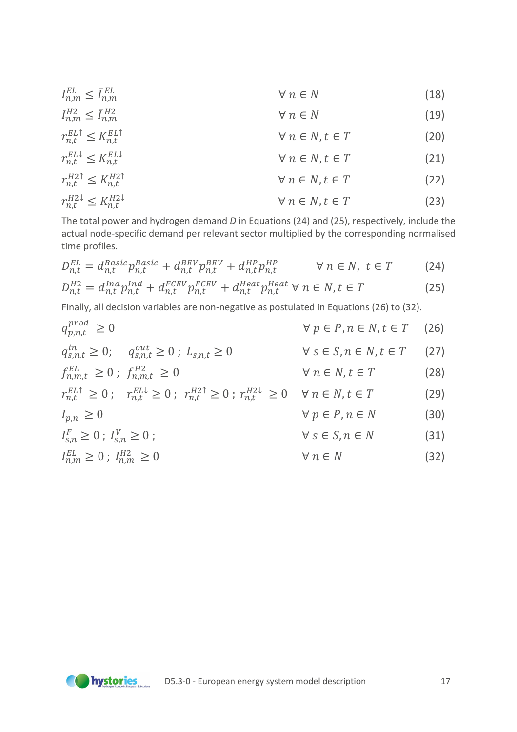$$I_{n,m}^{EL} \leq \bar{I}_{n,m}^{EL} \qquad \forall\, n \in N \qquad (18)$$

$$I_{n,m}^{H2} \leq \bar{I}_{n,m}^{H2} \qquad \forall\, n \in N \qquad (19)$$

$$r_{n,t}^{EL\uparrow} \leq K_{n,t}^{EL\uparrow} \qquad \forall\, n \in N, t \in T \qquad (20)$$

$$r_{n,t}^{EL\downarrow} \leq K_{n,t}^{EL\downarrow} \qquad \forall\, n \in N, t \in T \qquad (21)$$

$$r_{n,t}^{H2\uparrow} \leq K_{n,t}^{H2\uparrow} \qquad \forall\, n \in N, t \in T \qquad (22)$$

$$r_{n,t}^{H2\downarrow} \leq K_{n,t}^{H2\downarrow} \qquad \forall\, n \in N, t \in T \qquad (23)$$

The total power and hydrogen demand *D* in Equations (24) and (25), respectively, include the actual node-specific demand per relevant sector multiplied by the corresponding normalised time profiles.

$$D_{n,t}^{EL} = d_{n,t}^{Basic} p_{n,t}^{Basic} + d_{n,t}^{BEV} p_{n,t}^{BEV} + d_{n,t}^{HP} p_{n,t}^{HP} \qquad \forall\, n \in N,\ t \in T \qquad (24)$$

$$D_{n,t}^{H2} = d_{n,t}^{Ind} p_{n,t}^{Ind} + d_{n,t}^{FCEV} p_{n,t}^{FCEV} + d_{n,t}^{Heat} p_{n,t}^{Heat} \ \forall\, n \in N, t \in T \qquad (25)$$

Finally, all decision variables are non-negative as postulated in Equations (26) to (32).

$$q_{p,n,t}^{prod} \geq 0 \qquad \forall\, p \in P, n \in N, t \in T \qquad (26)$$

$$q_{s,n,t}^{in} \geq 0; \quad q_{s,n,t}^{out} \geq 0\,; \ L_{s,n,t} \geq 0 \qquad \forall\, s \in S, n \in N, t \in T \qquad (27)$$

$$f_{n,m,t}^{EL} \geq 0\,; \ f_{n,m,t}^{H2} \geq 0 \qquad \forall\, n \in N, t \in T \qquad (28)$$

$$r_{n,t}^{EL\uparrow} \geq 0\,; \quad r_{n,t}^{EL\downarrow} \geq 0\,; \ r_{n,t}^{H2\uparrow} \geq 0\,; \ r_{n,t}^{H2\downarrow} \geq 0 \qquad \forall\, n \in N, t \in T \qquad (29)$$

$$I_{p,n} \geq 0 \qquad \forall\, p \in P, n \in N \qquad (30)$$

$$I_{s,n}^{F} \geq 0\,; \ I_{s,n}^{V} \geq 0\,; \qquad \forall\, s \in S, n \in N \qquad (31)$$

$$I_{n,m}^{EL} \geq 0\,; \ I_{n,m}^{H2} \geq 0 \qquad \forall\, n \in N \qquad (32)$$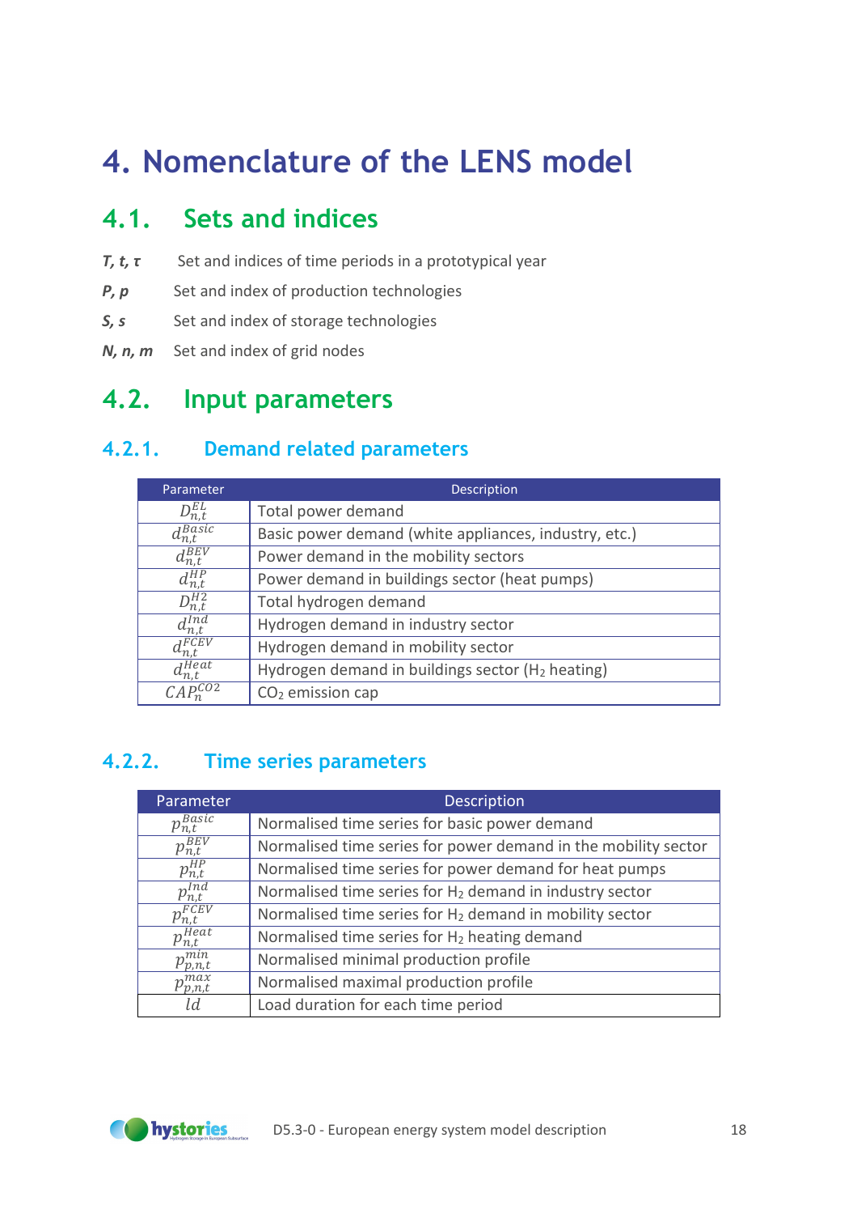# 4. Nomenclature of the LENS model

## 4.1. Sets and indices

***T, t, τ*** Set and indices of time periods in a prototypical year

***P, p*** Set and index of production technologies

***S, s*** Set and index of storage technologies

***N, n, m*** Set and index of grid nodes

## 4.2. Input parameters

### 4.2.1. Demand related parameters

| Parameter | Description |
|---|---|
| $D_{n,t}^{EL}$ | Total power demand |
| $d_{n,t}^{Basic}$ | Basic power demand (white appliances, industry, etc.) |
| $d_{n,t}^{BEV}$ | Power demand in the mobility sectors |
| $d_{n,t}^{HP}$ | Power demand in buildings sector (heat pumps) |
| $D_{n,t}^{H2}$ | Total hydrogen demand |
| $d_{n,t}^{Ind}$ | Hydrogen demand in industry sector |
| $d_{n,t}^{FCEV}$ | Hydrogen demand in mobility sector |
| $d_{n,t}^{Heat}$ | Hydrogen demand in buildings sector ($H_2$ heating) |
| $CAP_{n}^{CO2}$ | $CO_2$ emission cap |

### 4.2.2. Time series parameters

| Parameter | Description |
|---|---|
| $p_{n,t}^{Basic}$ | Normalised time series for basic power demand |
| $p_{n,t}^{BEV}$ | Normalised time series for power demand in the mobility sector |
| $p_{n,t}^{HP}$ | Normalised time series for power demand for heat pumps |
| $p_{n,t}^{Ind}$ | Normalised time series for $H_2$ demand in industry sector |
| $p_{n,t}^{FCEV}$ | Normalised time series for $H_2$ demand in mobility sector |
| $p_{n,t}^{Heat}$ | Normalised time series for $H_2$ heating demand |
| $p_{p,n,t}^{min}$ | Normalised minimal production profile |
| $p_{p,n,t}^{max}$ | Normalised maximal production profile |
| $ld$ | Load duration for each time period |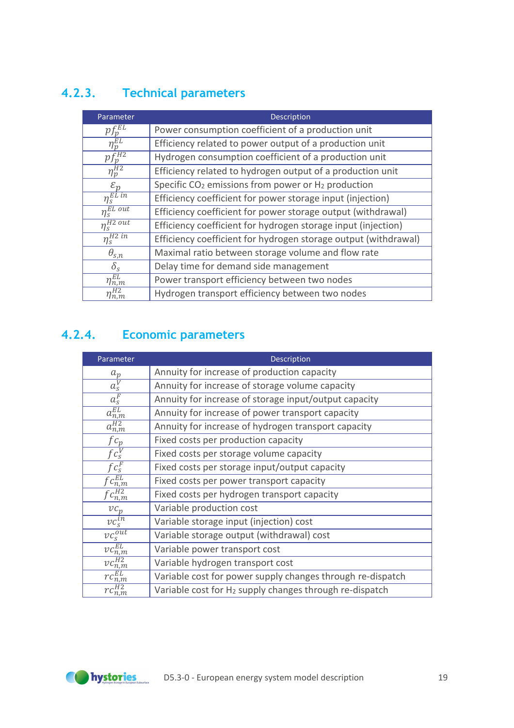### 4.2.3. Technical parameters

| Parameter | Description |
|---|---|
| $pf_p^{EL}$ | Power consumption coefficient of a production unit |
| $\eta_p^{EL}$ | Efficiency related to power output of a production unit |
| $pf_p^{H2}$ | Hydrogen consumption coefficient of a production unit |
| $\eta_p^{H2}$ | Efficiency related to hydrogen output of a production unit |
| $\varepsilon_p$ | Specific $CO_2$ emissions from power or $H_2$ production |
| $\eta_s^{EL\ in}$ | Efficiency coefficient for power storage input (injection) |
| $\eta_s^{EL\ out}$ | Efficiency coefficient for power storage output (withdrawal) |
| $\eta_s^{H2\ out}$ | Efficiency coefficient for hydrogen storage input (injection) |
| $\eta_s^{H2\ in}$ | Efficiency coefficient for hydrogen storage output (withdrawal) |
| $\theta_{s,n}$ | Maximal ratio between storage volume and flow rate |
| $\delta_s$ | Delay time for demand side management |
| $\eta_{n,m}^{EL}$ | Power transport efficiency between two nodes |
| $\eta_{n,m}^{H2}$ | Hydrogen transport efficiency between two nodes |

### 4.2.4. Economic parameters

| Parameter | Description |
|---|---|
| $a_p$ | Annuity for increase of production capacity |
| $a_s^V$ | Annuity for increase of storage volume capacity |
| $a_s^F$ | Annuity for increase of storage input/output capacity |
| $a_{n,m}^{EL}$ | Annuity for increase of power transport capacity |
| $a_{n,m}^{H2}$ | Annuity for increase of hydrogen transport capacity |
| $fc_p$ | Fixed costs per production capacity |
| $fc_s^V$ | Fixed costs per storage volume capacity |
| $fc_s^F$ | Fixed costs per storage input/output capacity |
| $fc_{n,m}^{EL}$ | Fixed costs per power transport capacity |
| $fc_{n,m}^{H2}$ | Fixed costs per hydrogen transport capacity |
| $vc_p$ | Variable production cost |
| $vc_s^{in}$ | Variable storage input (injection) cost |
| $vc_s^{out}$ | Variable storage output (withdrawal) cost |
| $vc_{n,m}^{EL}$ | Variable power transport cost |
| $vc_{n,m}^{H2}$ | Variable hydrogen transport cost |
| $rc_{n,m}^{EL}$ | Variable cost for power supply changes through re-dispatch |
| $rc_{n,m}^{H2}$ | Variable cost for $H_2$ supply changes through re-dispatch |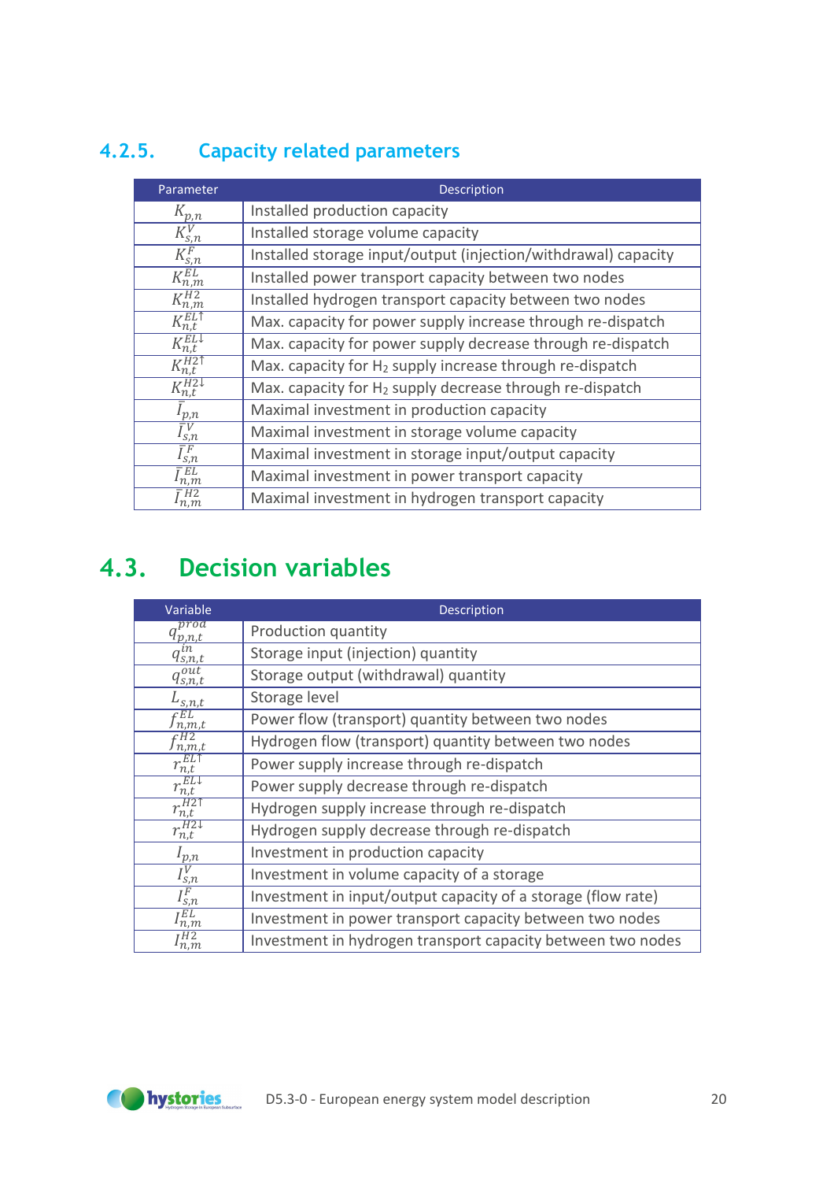### 4.2.5. Capacity related parameters

| Parameter | Description |
|---|---|
| $K_{p,n}$ | Installed production capacity |
| $K_{s,n}^{V}$ | Installed storage volume capacity |
| $K_{s,n}^{F}$ | Installed storage input/output (injection/withdrawal) capacity |
| $K_{n,m}^{EL}$ | Installed power transport capacity between two nodes |
| $K_{n,m}^{H2}$ | Installed hydrogen transport capacity between two nodes |
| $K_{n,t}^{EL\uparrow}$ | Max. capacity for power supply increase through re-dispatch |
| $K_{n,t}^{EL\downarrow}$ | Max. capacity for power supply decrease through re-dispatch |
| $K_{n,t}^{H2\uparrow}$ | Max. capacity for $H_2$ supply increase through re-dispatch |
| $K_{n,t}^{H2\downarrow}$ | Max. capacity for $H_2$ supply decrease through re-dispatch |
| $\bar{I}_{p,n}$ | Maximal investment in production capacity |
| $\bar{I}_{s,n}^{V}$ | Maximal investment in storage volume capacity |
| $\bar{I}_{s,n}^{F}$ | Maximal investment in storage input/output capacity |
| $\bar{I}_{n,m}^{EL}$ | Maximal investment in power transport capacity |
| $\bar{I}_{n,m}^{H2}$ | Maximal investment in hydrogen transport capacity |

## 4.3. Decision variables

| Variable | Description |
|---|---|
| $q_{p,n,t}^{prod}$ | Production quantity |
| $q_{s,n,t}^{in}$ | Storage input (injection) quantity |
| $q_{s,n,t}^{out}$ | Storage output (withdrawal) quantity |
| $L_{s,n,t}$ | Storage level |
| $f_{n,m,t}^{EL}$ | Power flow (transport) quantity between two nodes |
| $f_{n,m,t}^{H2}$ | Hydrogen flow (transport) quantity between two nodes |
| $r_{n,t}^{EL\uparrow}$ | Power supply increase through re-dispatch |
| $r_{n,t}^{EL\downarrow}$ | Power supply decrease through re-dispatch |
| $r_{n,t}^{H2\uparrow}$ | Hydrogen supply increase through re-dispatch |
| $r_{n,t}^{H2\downarrow}$ | Hydrogen supply decrease through re-dispatch |
| $I_{p,n}$ | Investment in production capacity |
| $I_{s,n}^{V}$ | Investment in volume capacity of a storage |
| $I_{s,n}^{F}$ | Investment in input/output capacity of a storage (flow rate) |
| $I_{n,m}^{EL}$ | Investment in power transport capacity between two nodes |
| $I_{n,m}^{H2}$ | Investment in hydrogen transport capacity between two nodes |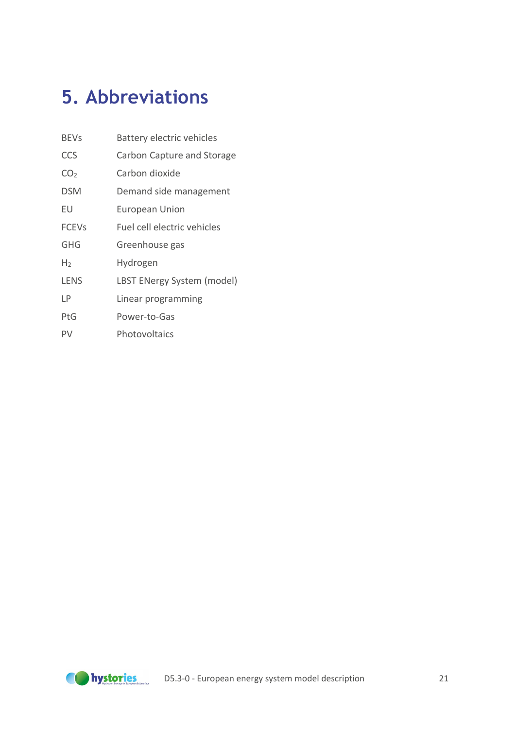# 5. Abbreviations

| | |
|---|---|
| BEVs | Battery electric vehicles |
| CCS | Carbon Capture and Storage |
| $CO_2$ | Carbon dioxide |
| DSM | Demand side management |
| EU | European Union |
| FCEVs | Fuel cell electric vehicles |
| GHG | Greenhouse gas |
| $H_2$ | Hydrogen |
| LENS | LBST ENergy System (model) |
| LP | Linear programming |
| PtG | Power-to-Gas |
| PV | Photovoltaics |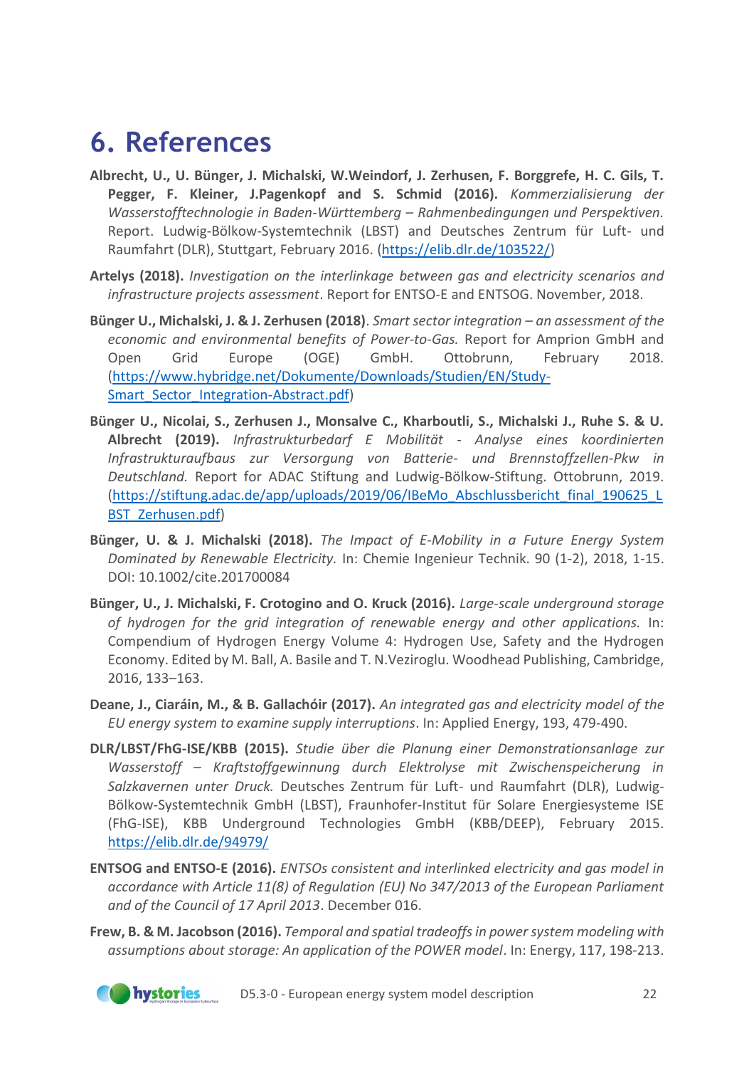# 6. References

**Albrecht, U., U. Bünger, J. Michalski, W.Weindorf, J. Zerhusen, F. Borggrefe, H. C. Gils, T. Pegger, F. Kleiner, J.Pagenkopf and S. Schmid (2016).** *Kommerzialisierung der Wasserstofftechnologie in Baden-Württemberg – Rahmenbedingungen und Perspektiven.* Report. Ludwig-Bölkow-Systemtechnik (LBST) and Deutsches Zentrum für Luft- und Raumfahrt (DLR), Stuttgart, February 2016. (https://elib.dlr.de/103522/)

**Artelys (2018).** *Investigation on the interlinkage between gas and electricity scenarios and infrastructure projects assessment*. Report for ENTSO-E and ENTSOG. November, 2018.

**Bünger U., Michalski, J. & J. Zerhusen (2018)**. *Smart sector integration – an assessment of the economic and environmental benefits of Power-to-Gas.* Report for Amprion GmbH and Open Grid Europe (OGE) GmbH. Ottobrunn, February 2018. (https://www.hybridge.net/Dokumente/Downloads/Studien/EN/Study-Smart_Sector_Integration-Abstract.pdf)

**Bünger U., Nicolai, S., Zerhusen J., Monsalve C., Kharboutli, S., Michalski J., Ruhe S. & U. Albrecht (2019).** *Infrastrukturbedarf E Mobilität - Analyse eines koordinierten Infrastrukturaufbaus zur Versorgung von Batterie- und Brennstoffzellen-Pkw in Deutschland.* Report for ADAC Stiftung and Ludwig-Bölkow-Stiftung. Ottobrunn, 2019. (https://stiftung.adac.de/app/uploads/2019/06/IBeMo_Abschlussbericht_final_190625_LBST_Zerhusen.pdf)

**Bünger, U. & J. Michalski (2018).** *The Impact of E-Mobility in a Future Energy System Dominated by Renewable Electricity.* In: Chemie Ingenieur Technik. 90 (1-2), 2018, 1-15. DOI: 10.1002/cite.201700084

**Bünger, U., J. Michalski, F. Crotogino and O. Kruck (2016).** *Large-scale underground storage of hydrogen for the grid integration of renewable energy and other applications.* In: Compendium of Hydrogen Energy Volume 4: Hydrogen Use, Safety and the Hydrogen Economy. Edited by M. Ball, A. Basile and T. N.Veziroglu. Woodhead Publishing, Cambridge, 2016, 133–163.

**Deane, J., Ciaráin, M., & B. Gallachóir (2017).** *An integrated gas and electricity model of the EU energy system to examine supply interruptions*. In: Applied Energy, 193, 479-490.

**DLR/LBST/FhG-ISE/KBB (2015).** *Studie über die Planung einer Demonstrationsanlage zur Wasserstoff – Kraftstoffgewinnung durch Elektrolyse mit Zwischenspeicherung in Salzkavernen unter Druck.* Deutsches Zentrum für Luft- und Raumfahrt (DLR), Ludwig-Bölkow-Systemtechnik GmbH (LBST), Fraunhofer-Institut für Solare Energiesysteme ISE (FhG-ISE), KBB Underground Technologies GmbH (KBB/DEEP), February 2015. https://elib.dlr.de/94979/

**ENTSOG and ENTSO-E (2016).** *ENTSOs consistent and interlinked electricity and gas model in accordance with Article 11(8) of Regulation (EU) No 347/2013 of the European Parliament and of the Council of 17 April 2013*. December 016.

**Frew, B. & M. Jacobson (2016).** *Temporal and spatial tradeoffs in power system modeling with assumptions about storage: An application of the POWER model*. In: Energy, 117, 198-213.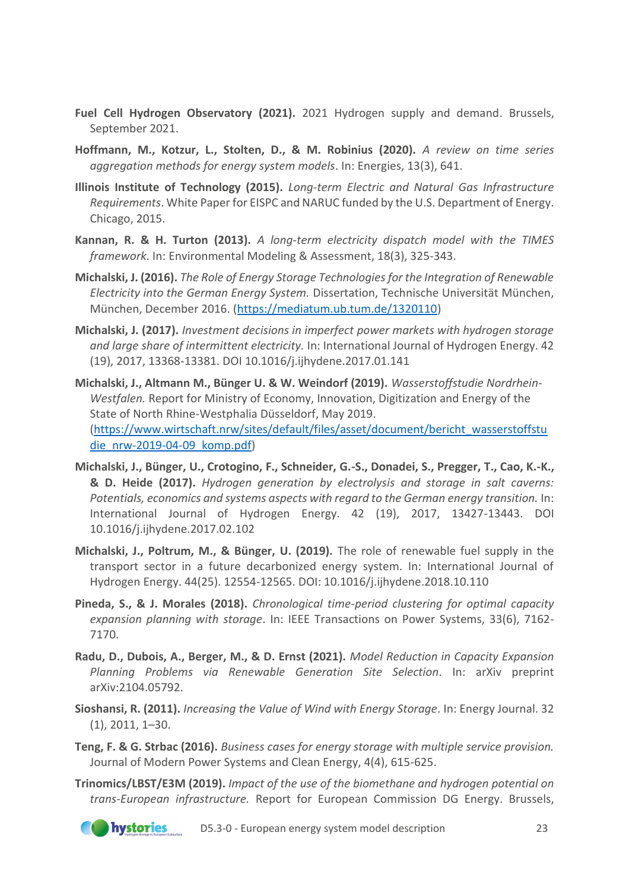**Fuel Cell Hydrogen Observatory (2021).** 2021 Hydrogen supply and demand. Brussels, September 2021.

**Hoffmann, M., Kotzur, L., Stolten, D., & M. Robinius (2020).** *A review on time series aggregation methods for energy system models*. In: Energies, 13(3), 641.

**Illinois Institute of Technology (2015).** *Long-term Electric and Natural Gas Infrastructure Requirements*. White Paper for EISPC and NARUC funded by the U.S. Department of Energy. Chicago, 2015.

**Kannan, R. & H. Turton (2013).** *A long-term electricity dispatch model with the TIMES framework*. In: Environmental Modeling & Assessment, 18(3), 325-343.

**Michalski, J. (2016).** *The Role of Energy Storage Technologies for the Integration of Renewable Electricity into the German Energy System.* Dissertation, Technische Universität München, München, December 2016. (https://mediatum.ub.tum.de/1320110)

**Michalski, J. (2017).** *Investment decisions in imperfect power markets with hydrogen storage and large share of intermittent electricity.* In: International Journal of Hydrogen Energy. 42 (19), 2017, 13368-13381. DOI 10.1016/j.ijhydene.2017.01.141

**Michalski, J., Altmann M., Bünger U. & W. Weindorf (2019).** *Wasserstoffstudie Nordrhein-Westfalen.* Report for Ministry of Economy, Innovation, Digitization and Energy of the State of North Rhine-Westphalia Düsseldorf, May 2019. (https://www.wirtschaft.nrw/sites/default/files/asset/document/bericht_wasserstoffstudie_nrw-2019-04-09_komp.pdf)

**Michalski, J., Bünger, U., Crotogino, F., Schneider, G.-S., Donadei, S., Pregger, T., Cao, K.-K., & D. Heide (2017).** *Hydrogen generation by electrolysis and storage in salt caverns: Potentials, economics and systems aspects with regard to the German energy transition.* In: International Journal of Hydrogen Energy. 42 (19), 2017, 13427-13443. DOI 10.1016/j.ijhydene.2017.02.102

**Michalski, J., Poltrum, M., & Bünger, U. (2019).** The role of renewable fuel supply in the transport sector in a future decarbonized energy system. In: International Journal of Hydrogen Energy. 44(25). 12554-12565. DOI: 10.1016/j.ijhydene.2018.10.110

**Pineda, S., & J. Morales (2018).** *Chronological time-period clustering for optimal capacity expansion planning with storage*. In: IEEE Transactions on Power Systems, 33(6), 7162-7170.

**Radu, D., Dubois, A., Berger, M., & D. Ernst (2021).** *Model Reduction in Capacity Expansion Planning Problems via Renewable Generation Site Selection*. In: arXiv preprint arXiv:2104.05792.

**Sioshansi, R. (2011).** *Increasing the Value of Wind with Energy Storage*. In: Energy Journal. 32 (1), 2011, 1–30.

**Teng, F. & G. Strbac (2016).** *Business cases for energy storage with multiple service provision.* Journal of Modern Power Systems and Clean Energy, 4(4), 615-625.

**Trinomics/LBST/E3M (2019).** *Impact of the use of the biomethane and hydrogen potential on trans-European infrastructure.* Report for European Commission DG Energy. Brussels,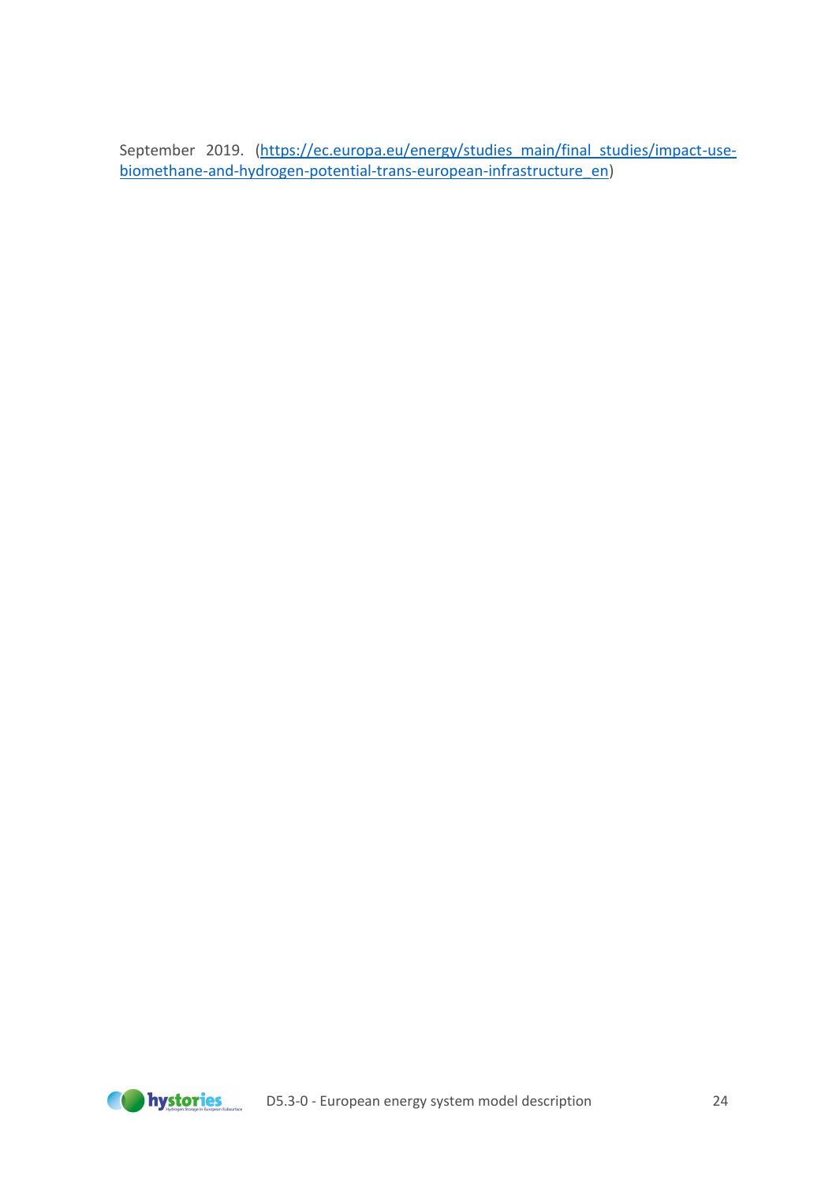September 2019. ([https://ec.europa.eu/energy/studies_main/final_studies/impact-use-biomethane-and-hydrogen-potential-trans-european-infrastructure_en](https://ec.europa.eu/energy/studies_main/final_studies/impact-use-biomethane-and-hydrogen-potential-trans-european-infrastructure_en))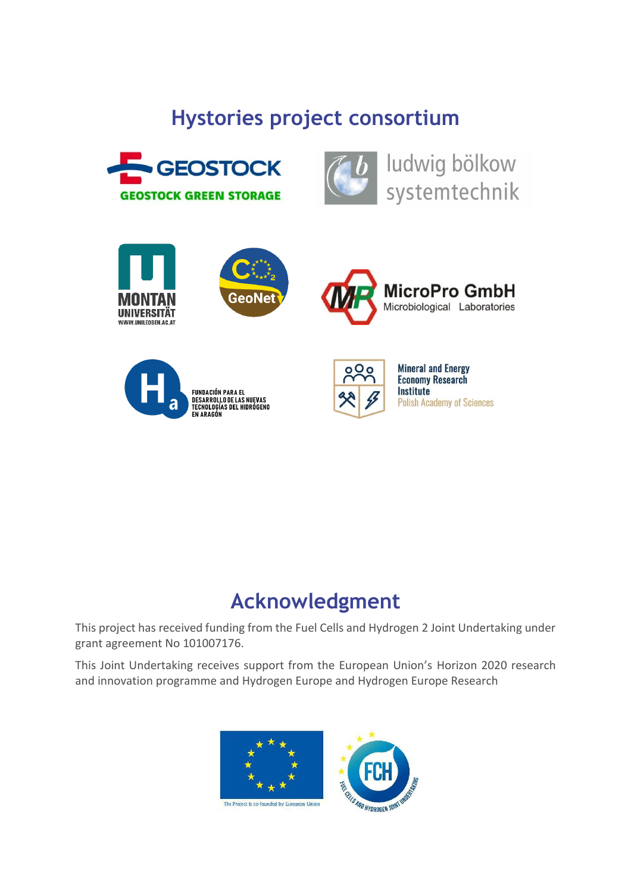## Hystories project consortium

## Acknowledgment

This project has received funding from the Fuel Cells and Hydrogen 2 Joint Undertaking under grant agreement No 101007176.

This Joint Undertaking receives support from the European Union's Horizon 2020 research and innovation programme and Hydrogen Europe and Hydrogen Europe Research